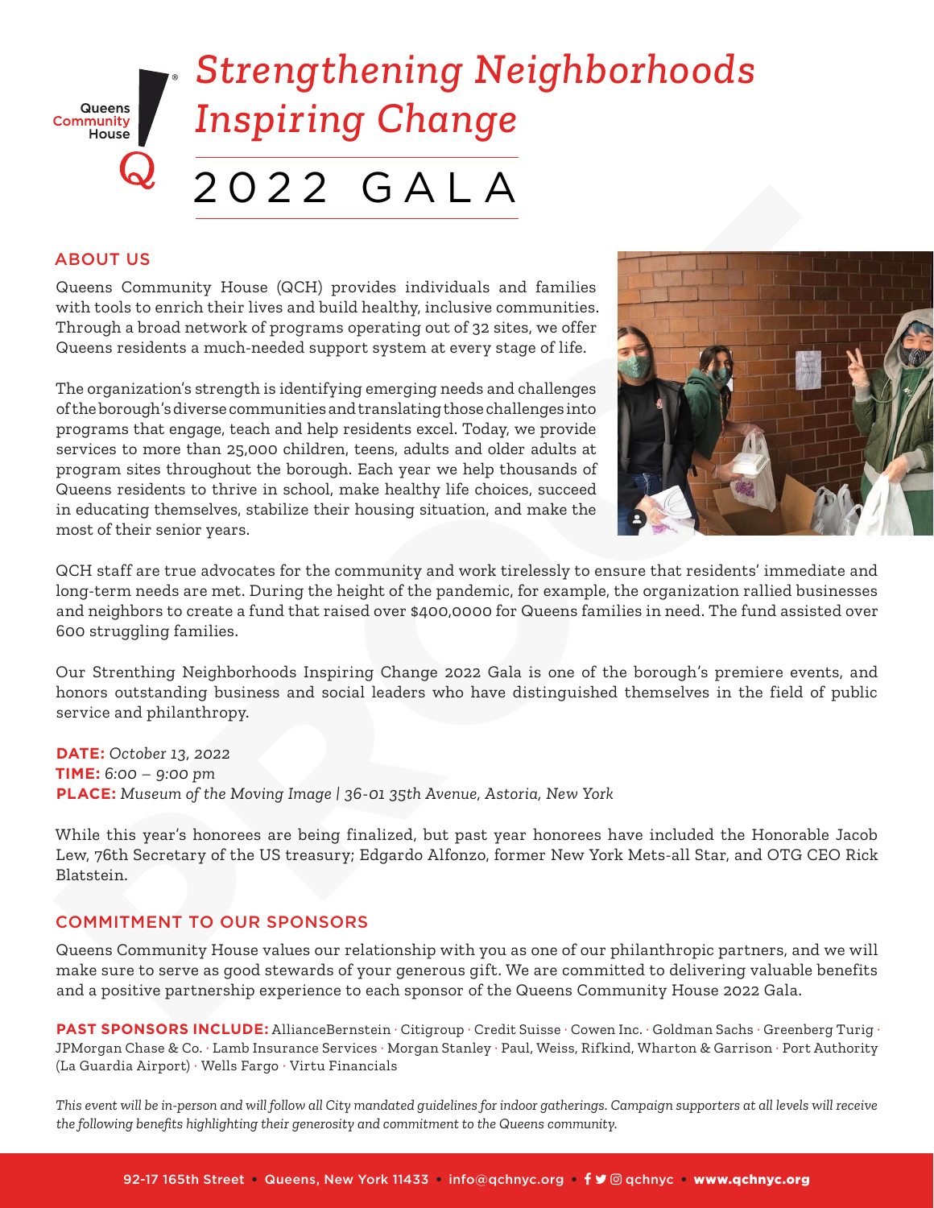Queens Community House

# *Strengthening Neighborhoods Inspiring Change*

# 2022 GALA

## ABOUT US

Queens Community House (QCH) provides individuals and families with tools to enrich their lives and build healthy, inclusive communities. Through a broad network of programs operating out of 32 sites, we offer Queens residents a much-needed support system at every stage of life.

The organization's strength is identifying emerging needs and challenges of the borough's diverse communities and translating those challenges into programs that engage, teach and help residents excel. Today, we provide services to more than 25,000 children, teens, adults and older adults at program sites throughout the borough. Each year we help thousands of Queens residents to thrive in school, make healthy life choices, succeed in educating themselves, stabilize their housing situation, and make the most of their senior years.

QCH staff are true advocates for the community and work tirelessly to ensure that residents' immediate and long-term needs are met. During the height of the pandemic, for example, the organization rallied businesses and neighbors to create a fund that raised over $400,0000 for Queens families in need. The fund assisted over 600 struggling families.

Our Strenthing Neighborhoods Inspiring Change 2022 Gala is one of the borough's premiere events, and honors outstanding business and social leaders who have distinguished themselves in the field of public service and philanthropy.

**DATE:** *October 13, 2022*
**TIME:** *6:00 – 9:00 pm*
**PLACE:** *Museum of the Moving Image | 36-01 35th Avenue, Astoria, New York*

While this year's honorees are being finalized, but past year honorees have included the Honorable Jacob Lew, 76th Secretary of the US treasury; Edgardo Alfonzo, former New York Mets-all Star, and OTG CEO Rick Blatstein.

## COMMITMENT TO OUR SPONSORS

Queens Community House values our relationship with you as one of our philanthropic partners, and we will make sure to serve as good stewards of your generous gift. We are committed to delivering valuable benefits and a positive partnership experience to each sponsor of the Queens Community House 2022 Gala.

**PAST SPONSORS INCLUDE:** AllianceBernstein · Citigroup · Credit Suisse · Cowen Inc. · Goldman Sachs · Greenberg Turig · JPMorgan Chase & Co. · Lamb Insurance Services · Morgan Stanley · Paul, Weiss, Rifkind, Wharton & Garrison · Port Authority (La Guardia Airport) · Wells Fargo · Virtu Financials

*This event will be in-person and will follow all City mandated guidelines for indoor gatherings. Campaign supporters at all levels will receive the following benefits highlighting their generosity and commitment to the Queens community.*

92-17 165th Street • Queens, New York 11433 • info@qchnyc.org • qchnyc • **www.qchnyc.org**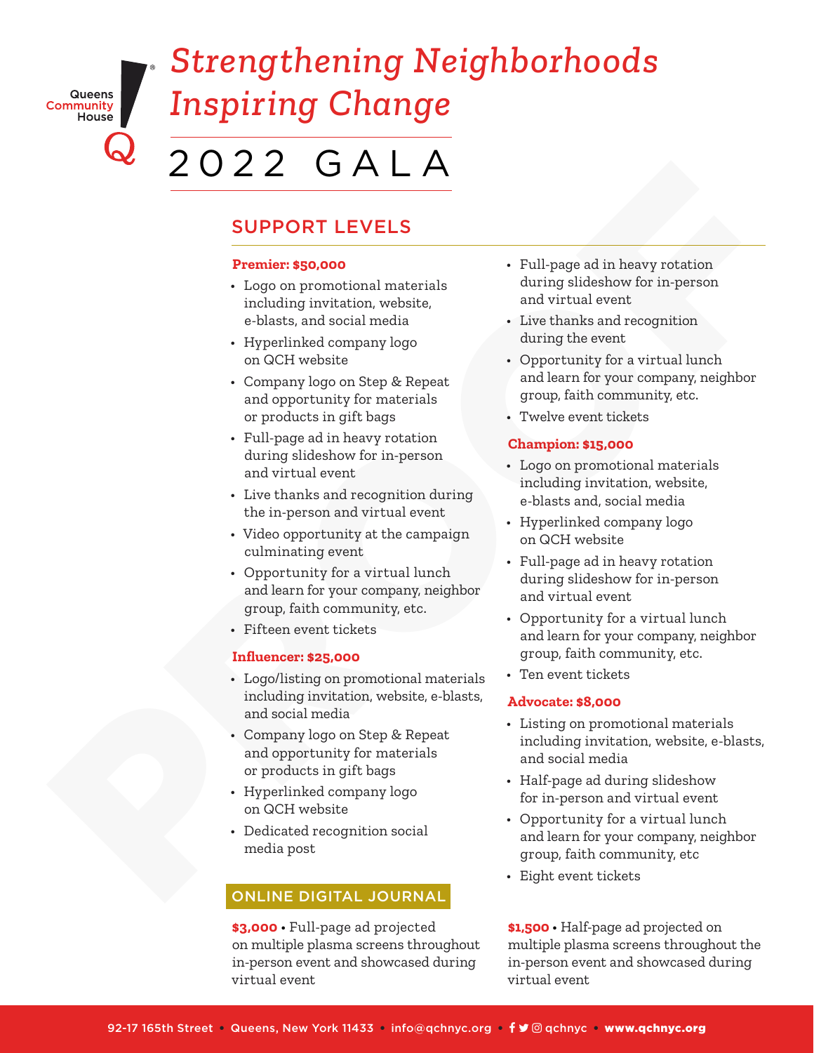Queens Community House

# *Strengthening Neighborhoods Inspiring Change*

# 2022 GALA

## SUPPORT LEVELS

**Premier: $50,000**

- Logo on promotional materials including invitation, website, e-blasts, and social media
- Hyperlinked company logo on QCH website
- Company logo on Step & Repeat and opportunity for materials or products in gift bags
- Full-page ad in heavy rotation during slideshow for in-person and virtual event
- Live thanks and recognition during the in-person and virtual event
- Video opportunity at the campaign culminating event
- Opportunity for a virtual lunch and learn for your company, neighbor group, faith community, etc.
- Fifteen event tickets

**Influencer: $25,000**

- Logo/listing on promotional materials including invitation, website, e-blasts, and social media
- Company logo on Step & Repeat and opportunity for materials or products in gift bags
- Hyperlinked company logo on QCH website
- Dedicated recognition social media post
- Full-page ad in heavy rotation during slideshow for in-person and virtual event
- Live thanks and recognition during the event
- Opportunity for a virtual lunch and learn for your company, neighbor group, faith community, etc.
- Twelve event tickets

**Champion: $15,000**

- Logo on promotional materials including invitation, website, e-blasts and, social media
- Hyperlinked company logo on QCH website
- Full-page ad in heavy rotation during slideshow for in-person and virtual event
- Opportunity for a virtual lunch and learn for your company, neighbor group, faith community, etc.
- Ten event tickets

**Advocate: $8,000**

- Listing on promotional materials including invitation, website, e-blasts, and social media
- Half-page ad during slideshow for in-person and virtual event
- Opportunity for a virtual lunch and learn for your company, neighbor group, faith community, etc
- Eight event tickets

## ONLINE DIGITAL JOURNAL

**$3,000** • Full-page ad projected on multiple plasma screens throughout in-person event and showcased during virtual event

**$1,500** • Half-page ad projected on multiple plasma screens throughout the in-person event and showcased during virtual event

92-17 165th Street • Queens, New York 11433 • info@qchnyc.org • qchnyc • **www.qchnyc.org**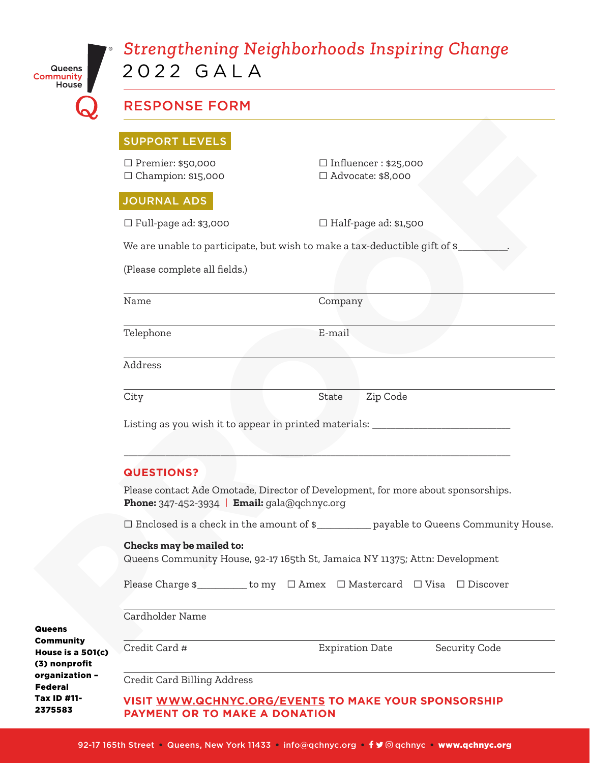Queens Community House

*Strengthening Neighborhoods Inspiring Change*

# 2022 GALA

## RESPONSE FORM

### SUPPORT LEVELS

☐ Premier: $50,000
☐ Influencer : $25,000
☐ Champion: $15,000
☐ Advocate: $8,000

### JOURNAL ADS

☐ Full-page ad: $3,000
☐ Half-page ad: $1,500

We are unable to participate, but wish to make a tax-deductible gift of $__________.

(Please complete all fields.)

Name ______________________ Company ______________________

Telephone ______________________ E-mail ______________________

Address ______________________

City ______________________ State ________ Zip Code ________

Listing as you wish it to appear in printed materials: ______________________________

______________________________________________________________________________

### QUESTIONS?

Please contact Ade Omotade, Director of Development, for more about sponsorships.
**Phone:** 347-452-3934 | **Email:** gala@qchnyc.org

☐ Enclosed is a check in the amount of $___________ payable to Queens Community House.

**Checks may be mailed to:**
Queens Community House, 92-17 165th St, Jamaica NY 11375; Attn: Development

Please Charge $__________ to my ☐ Amex ☐ Mastercard ☐ Visa ☐ Discover

Cardholder Name ______________________

Credit Card # ______________________ Expiration Date ________ Security Code ________

Credit Card Billing Address ______________________

**VISIT WWW.QCHNYC.ORG/EVENTS TO MAKE YOUR SPONSORSHIP PAYMENT OR TO MAKE A DONATION**

**Queens Community House is a 501(c)(3) nonprofit organization – Federal Tax ID #11-2375583**

92-17 165th Street • Queens, New York 11433 • info@qchnyc.org • qchnyc • **www.qchnyc.org**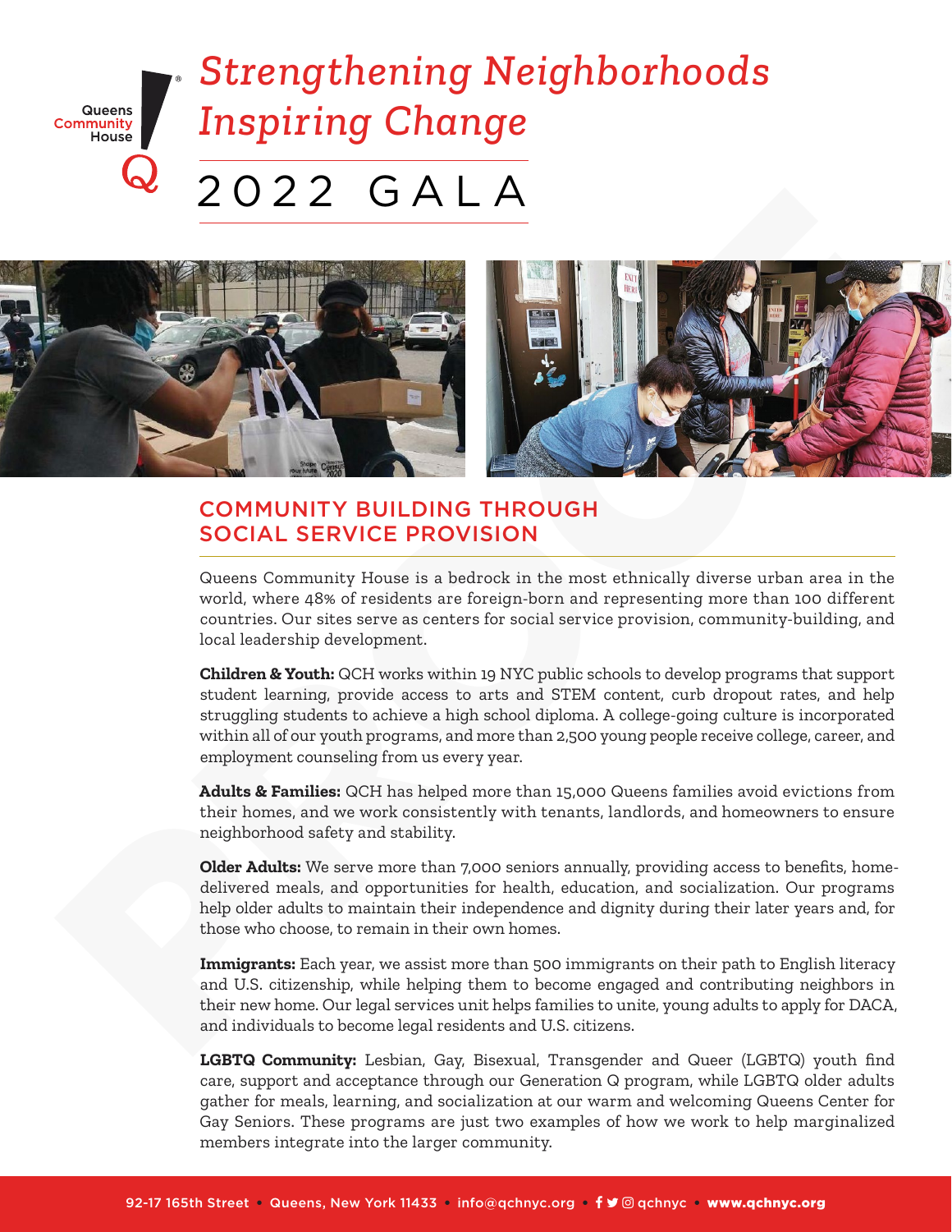Queens Community House

# *Strengthening Neighborhoods Inspiring Change*

# 2022 GALA

## COMMUNITY BUILDING THROUGH SOCIAL SERVICE PROVISION

Queens Community House is a bedrock in the most ethnically diverse urban area in the world, where 48% of residents are foreign-born and representing more than 100 different countries. Our sites serve as centers for social service provision, community-building, and local leadership development.

**Children & Youth:** QCH works within 19 NYC public schools to develop programs that support student learning, provide access to arts and STEM content, curb dropout rates, and help struggling students to achieve a high school diploma. A college-going culture is incorporated within all of our youth programs, and more than 2,500 young people receive college, career, and employment counseling from us every year.

**Adults & Families:** QCH has helped more than 15,000 Queens families avoid evictions from their homes, and we work consistently with tenants, landlords, and homeowners to ensure neighborhood safety and stability.

**Older Adults:** We serve more than 7,000 seniors annually, providing access to benefits, home-delivered meals, and opportunities for health, education, and socialization. Our programs help older adults to maintain their independence and dignity during their later years and, for those who choose, to remain in their own homes.

**Immigrants:** Each year, we assist more than 500 immigrants on their path to English literacy and U.S. citizenship, while helping them to become engaged and contributing neighbors in their new home. Our legal services unit helps families to unite, young adults to apply for DACA, and individuals to become legal residents and U.S. citizens.

**LGBTQ Community:** Lesbian, Gay, Bisexual, Transgender and Queer (LGBTQ) youth find care, support and acceptance through our Generation Q program, while LGBTQ older adults gather for meals, learning, and socialization at our warm and welcoming Queens Center for Gay Seniors. These programs are just two examples of how we work to help marginalized members integrate into the larger community.

92-17 165th Street • Queens, New York 11433 • info@qchnyc.org • qchnyc • **www.qchnyc.org**